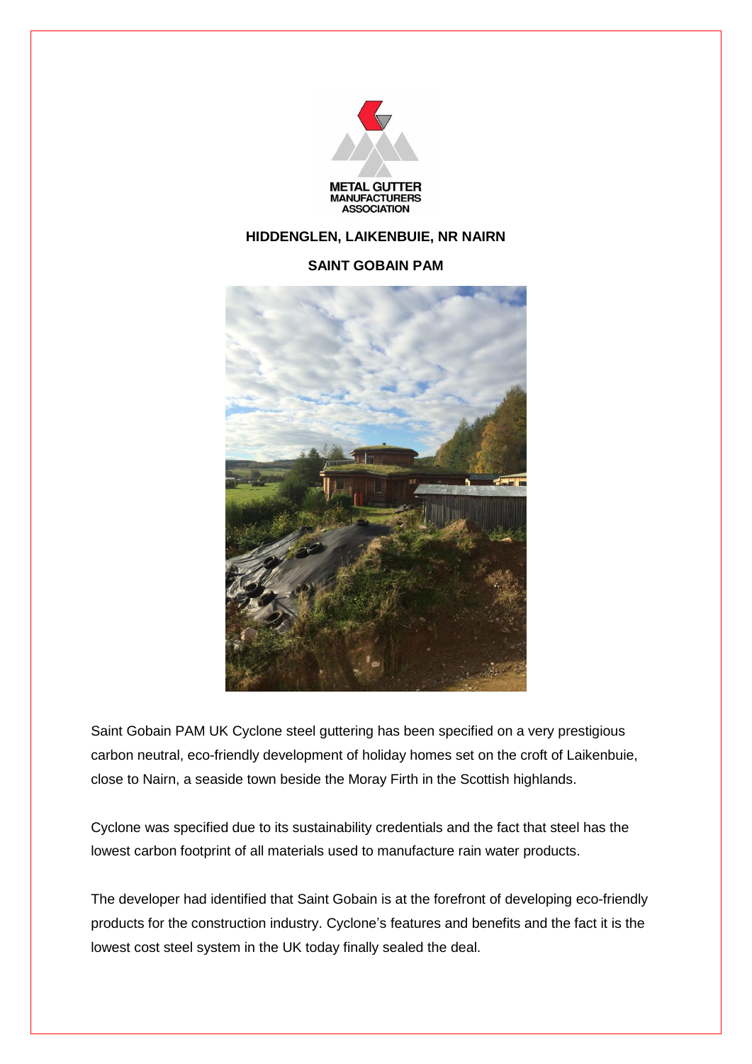METAL GUTTER MANUFACTURERS ASSOCIATION

**HIDDENGLEN, LAIKENBUIE, NR NAIRN**

**SAINT GOBAIN PAM**

Saint Gobain PAM UK Cyclone steel guttering has been specified on a very prestigious carbon neutral, eco-friendly development of holiday homes set on the croft of Laikenbuie, close to Nairn, a seaside town beside the Moray Firth in the Scottish highlands.

Cyclone was specified due to its sustainability credentials and the fact that steel has the lowest carbon footprint of all materials used to manufacture rain water products.

The developer had identified that Saint Gobain is at the forefront of developing eco-friendly products for the construction industry. Cyclone's features and benefits and the fact it is the lowest cost steel system in the UK today finally sealed the deal.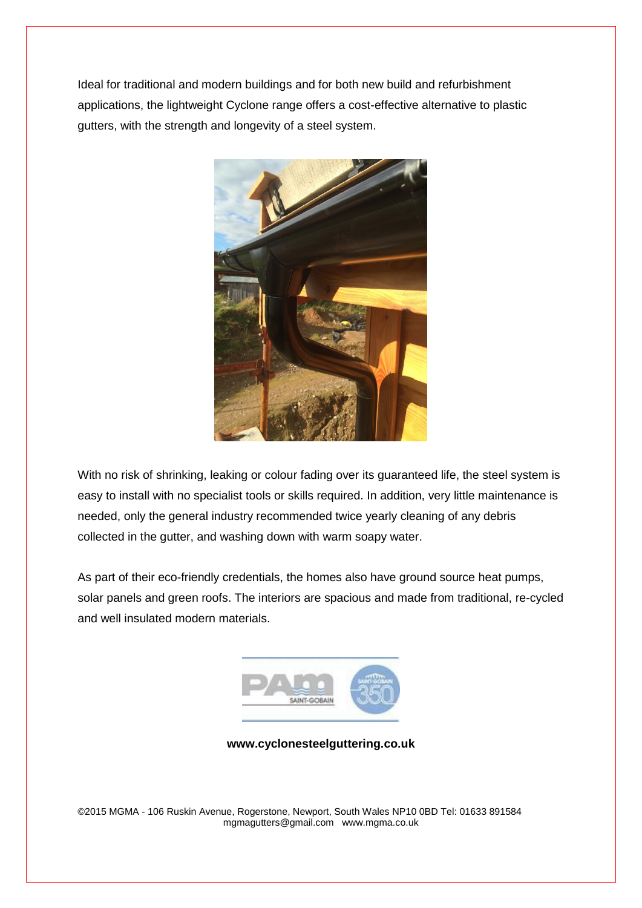Ideal for traditional and modern buildings and for both new build and refurbishment applications, the lightweight Cyclone range offers a cost-effective alternative to plastic gutters, with the strength and longevity of a steel system.

With no risk of shrinking, leaking or colour fading over its guaranteed life, the steel system is easy to install with no specialist tools or skills required. In addition, very little maintenance is needed, only the general industry recommended twice yearly cleaning of any debris collected in the gutter, and washing down with warm soapy water.

As part of their eco-friendly credentials, the homes also have ground source heat pumps, solar panels and green roofs. The interiors are spacious and made from traditional, re-cycled and well insulated modern materials.

**www.cyclonesteelguttering.co.uk**

©2015 MGMA - 106 Ruskin Avenue, Rogerstone, Newport, South Wales NP10 0BD Tel: 01633 891584
mgmagutters@gmail.com www.mgma.co.uk